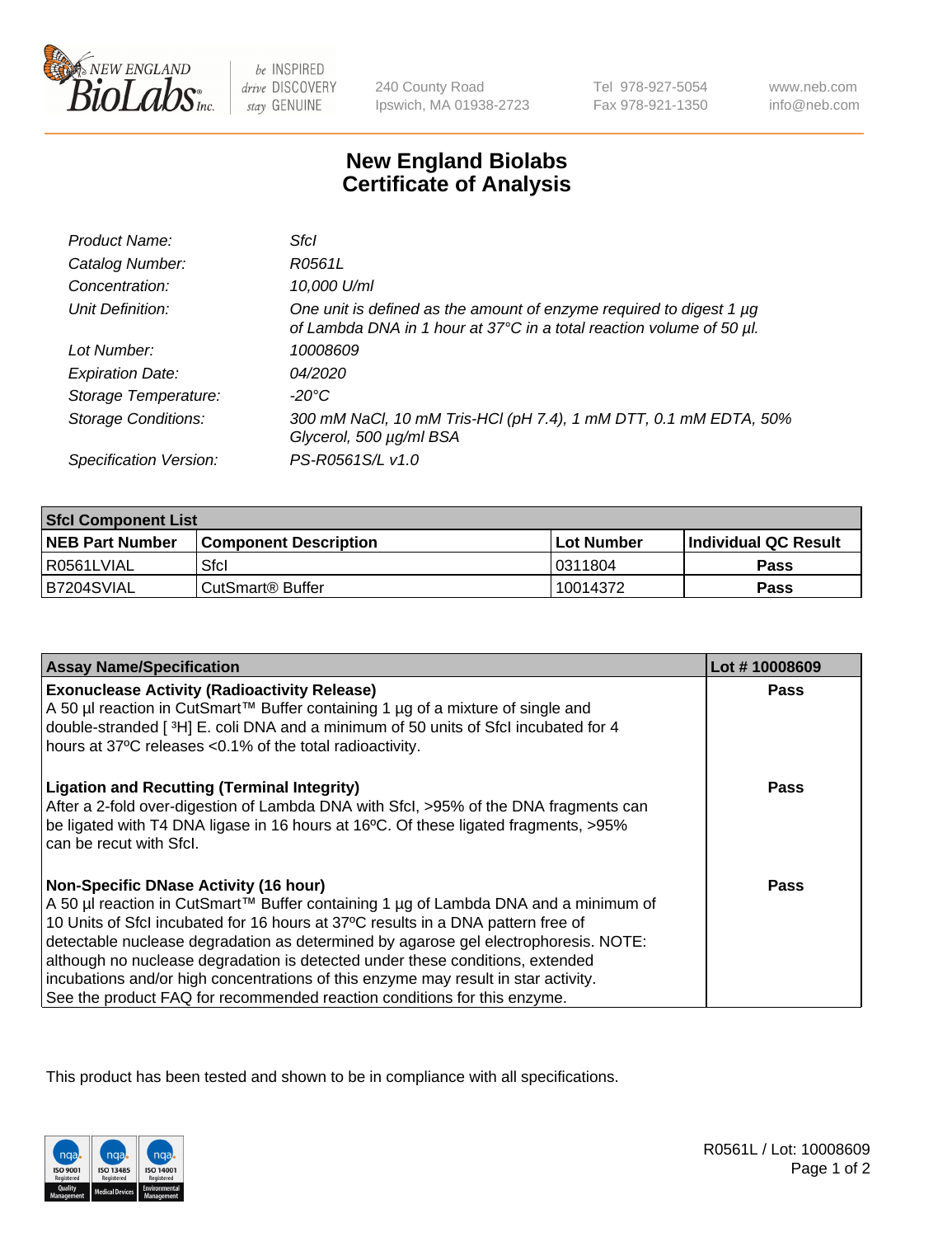240 County Road
Ipswich, MA 01938-2723

Tel 978-927-5054
Fax 978-921-1350

www.neb.com
info@neb.com

# New England Biolabs
# Certificate of Analysis

| | |
|---|---|
| *Product Name:* | *SfcI* |
| *Catalog Number:* | *R0561L* |
| *Concentration:* | *10,000 U/ml* |
| *Unit Definition:* | *One unit is defined as the amount of enzyme required to digest 1 µg of Lambda DNA in 1 hour at 37°C in a total reaction volume of 50 µl.* |
| *Lot Number:* | *10008609* |
| *Expiration Date:* | *04/2020* |
| *Storage Temperature:* | *-20°C* |
| *Storage Conditions:* | *300 mM NaCl, 10 mM Tris-HCl (pH 7.4), 1 mM DTT, 0.1 mM EDTA, 50% Glycerol, 500 µg/ml BSA* |
| *Specification Version:* | *PS-R0561S/L v1.0* |

| **SfcI Component List** | | | |
|---|---|---|---|
| **NEB Part Number** | **Component Description** | **Lot Number** | **Individual QC Result** |
| R0561LVIAL | SfcI | 0311804 | **Pass** |
| B7204SVIAL | CutSmart® Buffer | 10014372 | **Pass** |

| **Assay Name/Specification** | **Lot # 10008609** |
|---|---|
| **Exonuclease Activity (Radioactivity Release)** A 50 µl reaction in CutSmart™ Buffer containing 1 µg of a mixture of single and double-stranded [ $^3$H] E. coli DNA and a minimum of 50 units of SfcI incubated for 4 hours at 37ºC releases <0.1% of the total radioactivity. | **Pass** |
| **Ligation and Recutting (Terminal Integrity)** After a 2-fold over-digestion of Lambda DNA with SfcI, >95% of the DNA fragments can be ligated with T4 DNA ligase in 16 hours at 16ºC. Of these ligated fragments, >95% can be recut with SfcI. | **Pass** |
| **Non-Specific DNase Activity (16 hour)** A 50 µl reaction in CutSmart™ Buffer containing 1 µg of Lambda DNA and a minimum of 10 Units of SfcI incubated for 16 hours at 37ºC results in a DNA pattern free of detectable nuclease degradation as determined by agarose gel electrophoresis. NOTE: although no nuclease degradation is detected under these conditions, extended incubations and/or high concentrations of this enzyme may result in star activity. See the product FAQ for recommended reaction conditions for this enzyme. | **Pass** |

This product has been tested and shown to be in compliance with all specifications.

R0561L / Lot: 10008609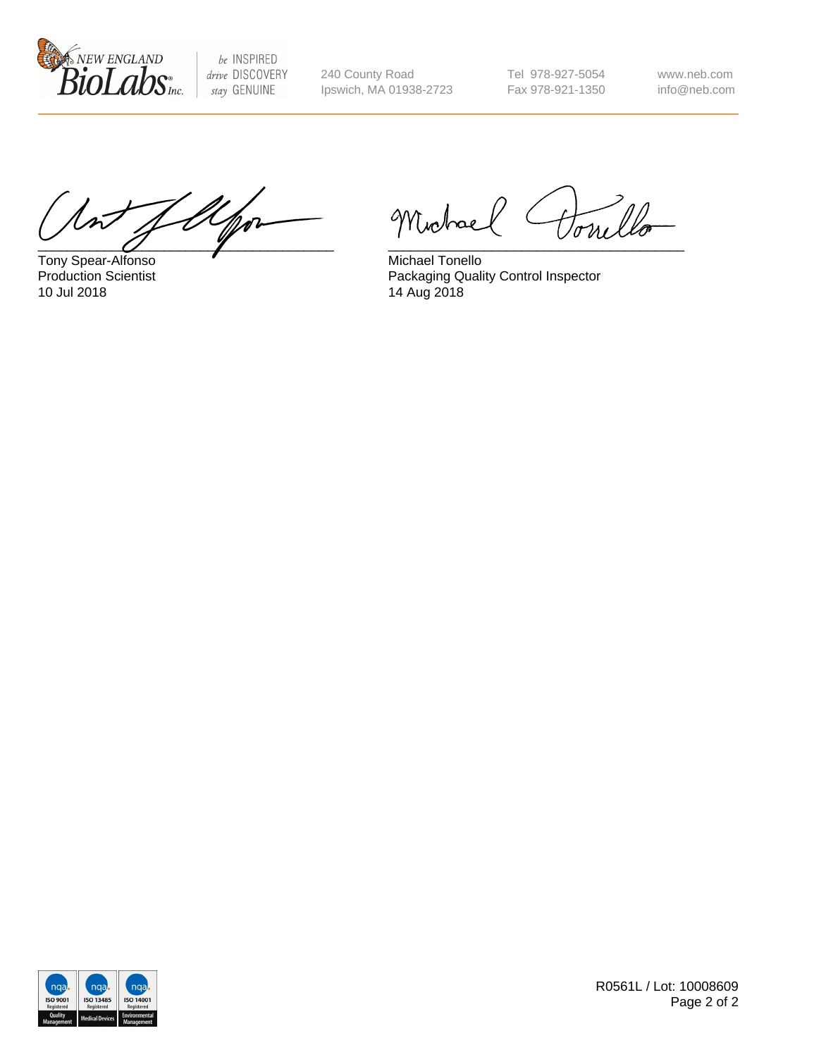Tony Spear-Alfonso
Production Scientist
10 Jul 2018

Michael Tonello
Packaging Quality Control Inspector
14 Aug 2018

R0561L / Lot: 10008609